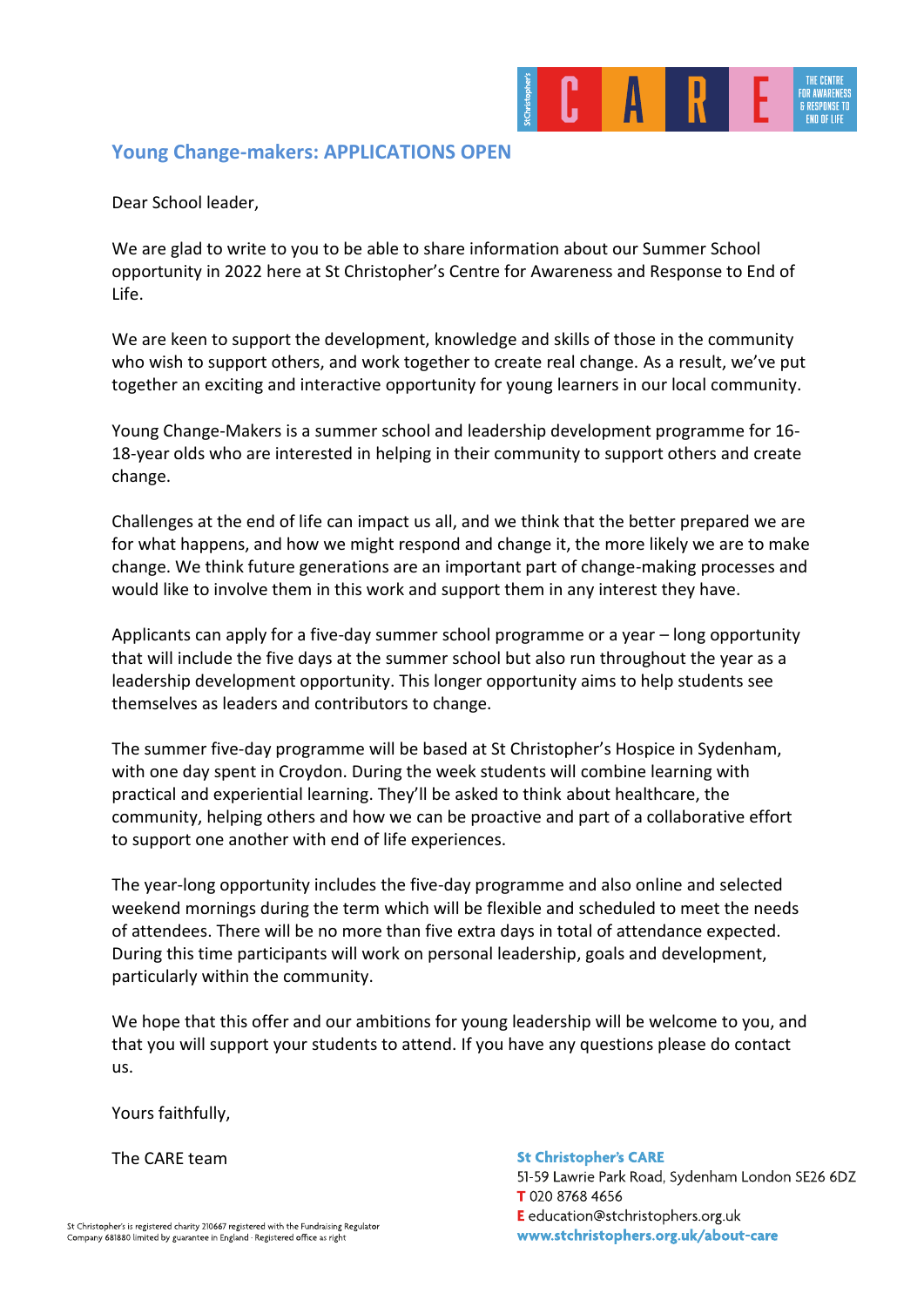St Christopher's CARE — THE CENTRE FOR AWARENESS & RESPONSE TO END OF LIFE

## Young Change-makers: APPLICATIONS OPEN

Dear School leader,

We are glad to write to you to be able to share information about our Summer School opportunity in 2022 here at St Christopher's Centre for Awareness and Response to End of Life.

We are keen to support the development, knowledge and skills of those in the community who wish to support others, and work together to create real change. As a result, we've put together an exciting and interactive opportunity for young learners in our local community.

Young Change-Makers is a summer school and leadership development programme for 16-18-year olds who are interested in helping in their community to support others and create change.

Challenges at the end of life can impact us all, and we think that the better prepared we are for what happens, and how we might respond and change it, the more likely we are to make change. We think future generations are an important part of change-making processes and would like to involve them in this work and support them in any interest they have.

Applicants can apply for a five-day summer school programme or a year – long opportunity that will include the five days at the summer school but also run throughout the year as a leadership development opportunity. This longer opportunity aims to help students see themselves as leaders and contributors to change.

The summer five-day programme will be based at St Christopher's Hospice in Sydenham, with one day spent in Croydon. During the week students will combine learning with practical and experiential learning. They'll be asked to think about healthcare, the community, helping others and how we can be proactive and part of a collaborative effort to support one another with end of life experiences.

The year-long opportunity includes the five-day programme and also online and selected weekend mornings during the term which will be flexible and scheduled to meet the needs of attendees. There will be no more than five extra days in total of attendance expected. During this time participants will work on personal leadership, goals and development, particularly within the community.

We hope that this offer and our ambitions for young leadership will be welcome to you, and that you will support your students to attend. If you have any questions please do contact us.

Yours faithfully,

The CARE team

**St Christopher's CARE**
51-59 Lawrie Park Road, Sydenham London SE26 6DZ
T 020 8768 4656
E education@stchristophers.org.uk
**www.stchristophers.org.uk/about-care**

St Christopher's is registered charity 210667 registered with the Fundraising Regulator
Company 681880 limited by guarantee in England · Registered office as right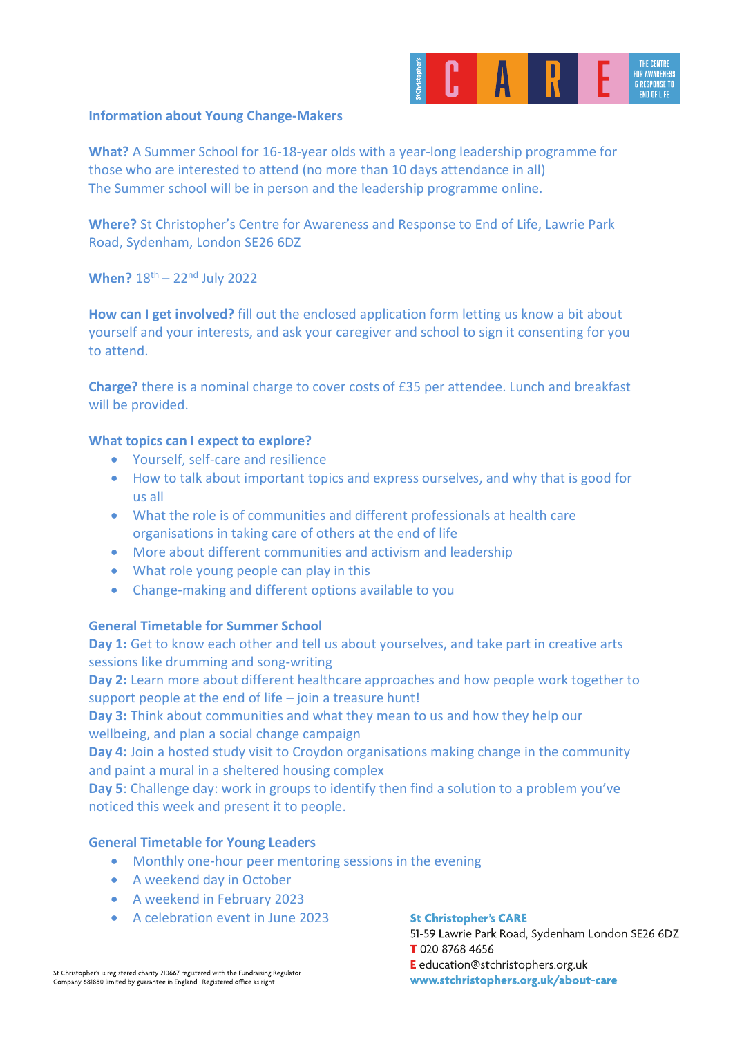## Information about Young Change-Makers

**What?** A Summer School for 16-18-year olds with a year-long leadership programme for those who are interested to attend (no more than 10 days attendance in all)
The Summer school will be in person and the leadership programme online.

**Where?** St Christopher's Centre for Awareness and Response to End of Life, Lawrie Park Road, Sydenham, London SE26 6DZ

**When?** 18th – 22nd July 2022

**How can I get involved?** fill out the enclosed application form letting us know a bit about yourself and your interests, and ask your caregiver and school to sign it consenting for you to attend.

**Charge?** there is a nominal charge to cover costs of £35 per attendee. Lunch and breakfast will be provided.

### What topics can I expect to explore?

- Yourself, self-care and resilience
- How to talk about important topics and express ourselves, and why that is good for us all
- What the role is of communities and different professionals at health care organisations in taking care of others at the end of life
- More about different communities and activism and leadership
- What role young people can play in this
- Change-making and different options available to you

### General Timetable for Summer School

**Day 1:** Get to know each other and tell us about yourselves, and take part in creative arts sessions like drumming and song-writing
**Day 2:** Learn more about different healthcare approaches and how people work together to support people at the end of life – join a treasure hunt!
**Day 3:** Think about communities and what they mean to us and how they help our wellbeing, and plan a social change campaign
**Day 4:** Join a hosted study visit to Croydon organisations making change in the community and paint a mural in a sheltered housing complex
**Day 5**: Challenge day: work in groups to identify then find a solution to a problem you've noticed this week and present it to people.

### General Timetable for Young Leaders

- Monthly one-hour peer mentoring sessions in the evening
- A weekend day in October
- A weekend in February 2023
- A celebration event in June 2023

**St Christopher's CARE**
51-59 Lawrie Park Road, Sydenham London SE26 6DZ
T 020 8768 4656
E education@stchristophers.org.uk
www.stchristophers.org.uk/about-care

St Christopher's is registered charity 210667 registered with the Fundraising Regulator
Company 681880 limited by guarantee in England · Registered office as right